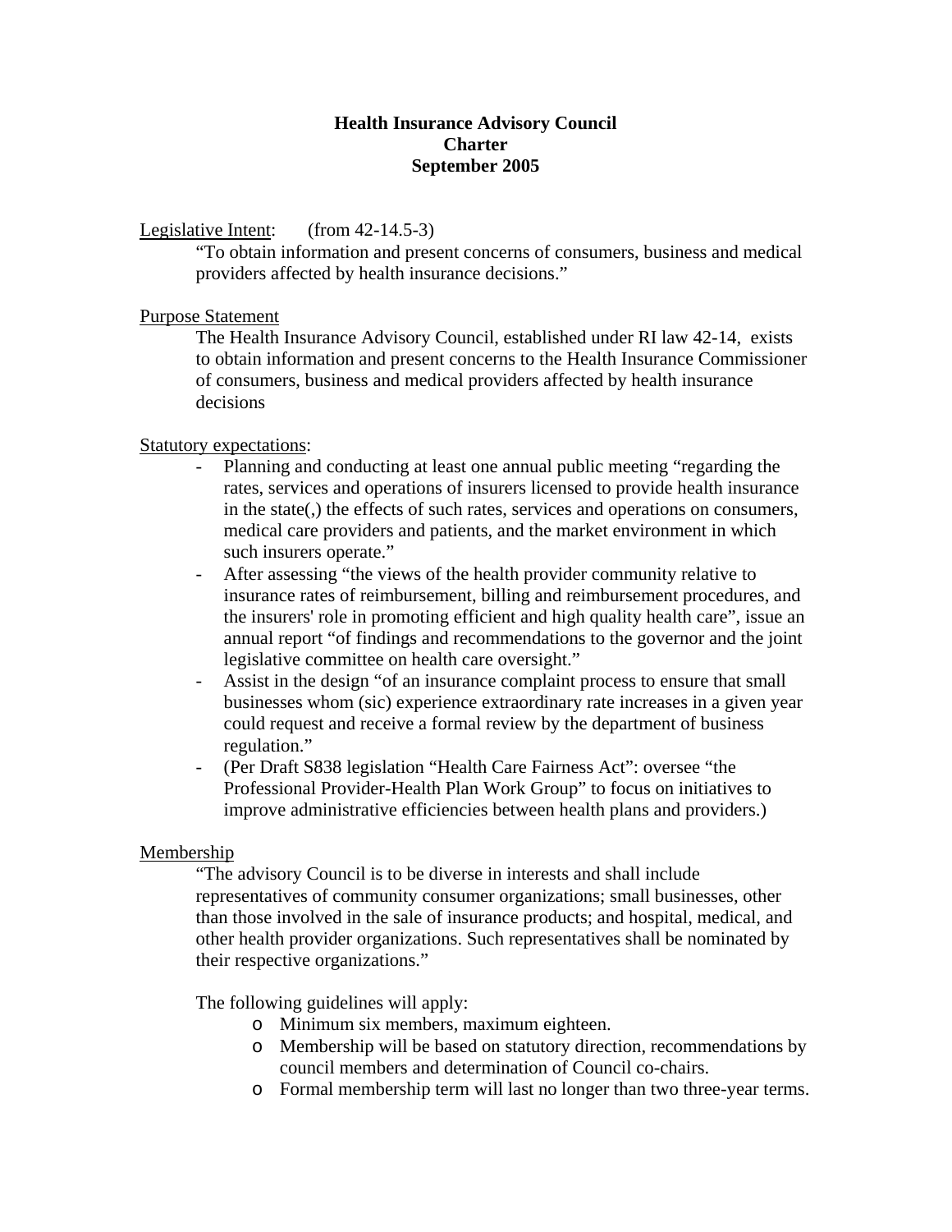**Health Insurance Advisory Council**
**Charter**
**September 2005**

<u>Legislative Intent</u>: (from 42-14.5-3)

> "To obtain information and present concerns of consumers, business and medical providers affected by health insurance decisions."

<u>Purpose Statement</u>

> The Health Insurance Advisory Council, established under RI law 42-14, exists to obtain information and present concerns to the Health Insurance Commissioner of consumers, business and medical providers affected by health insurance decisions

<u>Statutory expectations</u>:

- Planning and conducting at least one annual public meeting "regarding the rates, services and operations of insurers licensed to provide health insurance in the state(,) the effects of such rates, services and operations on consumers, medical care providers and patients, and the market environment in which such insurers operate."
- After assessing "the views of the health provider community relative to insurance rates of reimbursement, billing and reimbursement procedures, and the insurers' role in promoting efficient and high quality health care", issue an annual report "of findings and recommendations to the governor and the joint legislative committee on health care oversight."
- Assist in the design "of an insurance complaint process to ensure that small businesses whom (sic) experience extraordinary rate increases in a given year could request and receive a formal review by the department of business regulation."
- (Per Draft S838 legislation "Health Care Fairness Act": oversee "the Professional Provider-Health Plan Work Group" to focus on initiatives to improve administrative efficiencies between health plans and providers.)

<u>Membership</u>

> "The advisory Council is to be diverse in interests and shall include representatives of community consumer organizations; small businesses, other than those involved in the sale of insurance products; and hospital, medical, and other health provider organizations. Such representatives shall be nominated by their respective organizations."
>
> The following guidelines will apply:
>
> - Minimum six members, maximum eighteen.
> - Membership will be based on statutory direction, recommendations by council members and determination of Council co-chairs.
> - Formal membership term will last no longer than two three-year terms.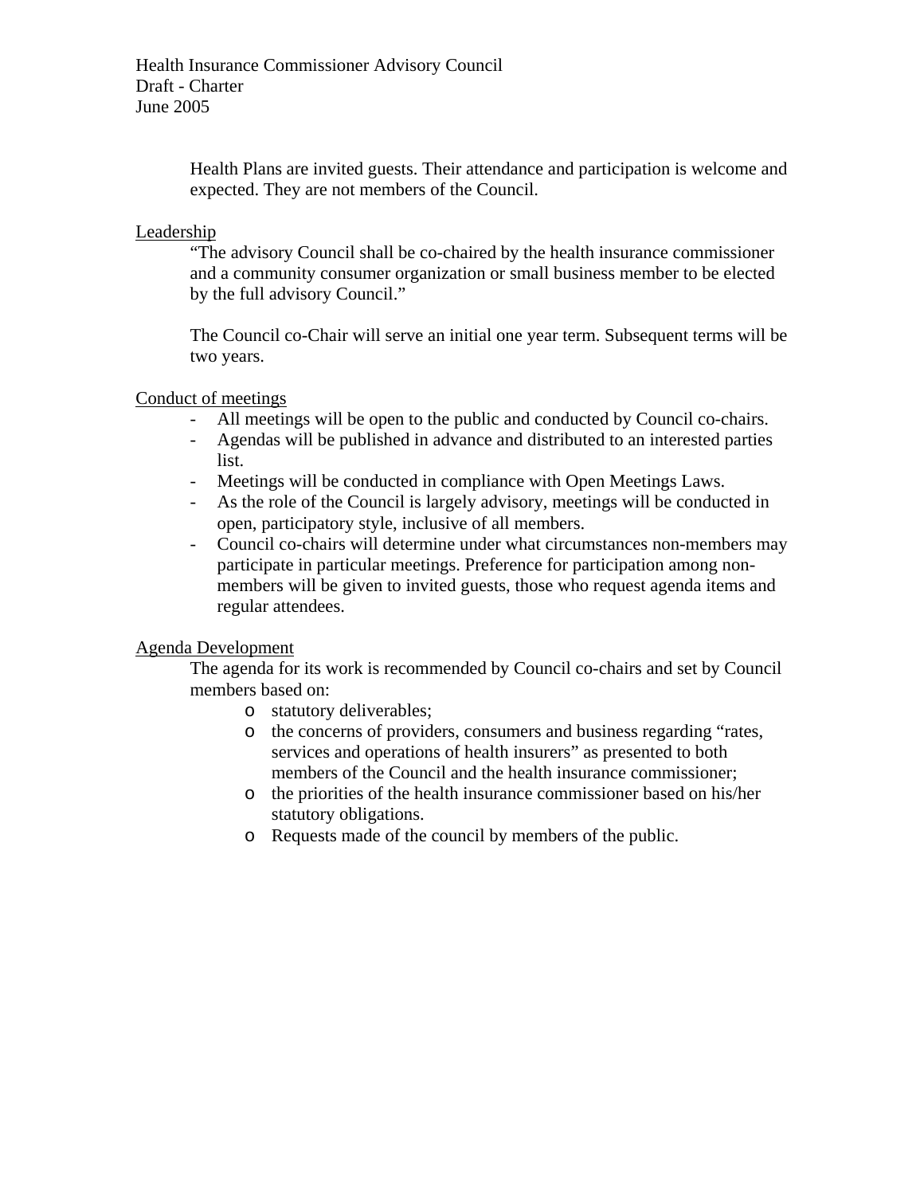Health Plans are invited guests. Their attendance and participation is welcome and expected. They are not members of the Council.

Leadership

"The advisory Council shall be co-chaired by the health insurance commissioner and a community consumer organization or small business member to be elected by the full advisory Council."

The Council co-Chair will serve an initial one year term. Subsequent terms will be two years.

Conduct of meetings

- All meetings will be open to the public and conducted by Council co-chairs.
- Agendas will be published in advance and distributed to an interested parties list.
- Meetings will be conducted in compliance with Open Meetings Laws.
- As the role of the Council is largely advisory, meetings will be conducted in open, participatory style, inclusive of all members.
- Council co-chairs will determine under what circumstances non-members may participate in particular meetings. Preference for participation among non-members will be given to invited guests, those who request agenda items and regular attendees.

Agenda Development

The agenda for its work is recommended by Council co-chairs and set by Council members based on:

- statutory deliverables;
- the concerns of providers, consumers and business regarding "rates, services and operations of health insurers" as presented to both members of the Council and the health insurance commissioner;
- the priorities of the health insurance commissioner based on his/her statutory obligations.
- Requests made of the council by members of the public.